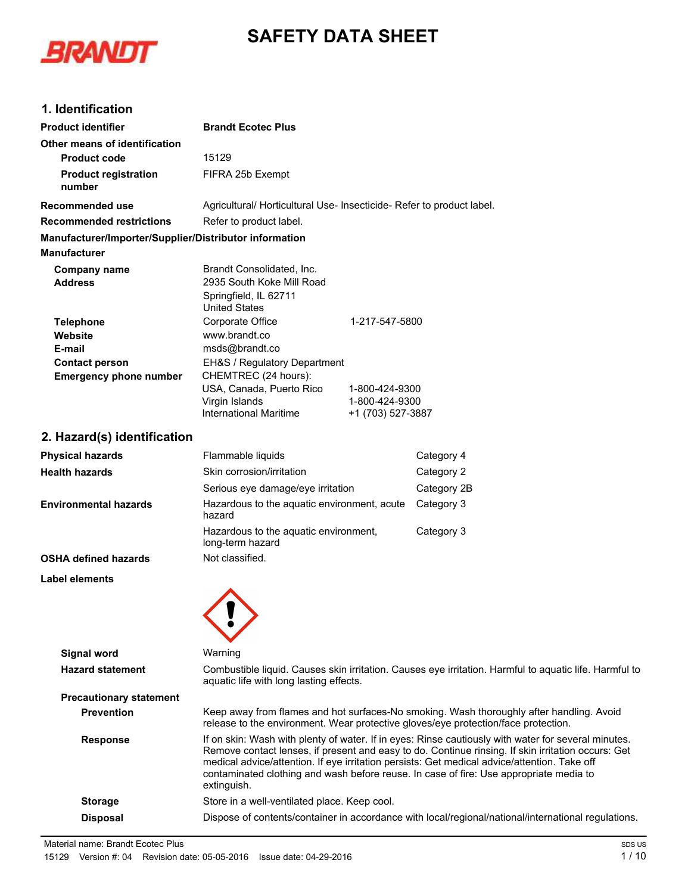# SAFETY DATA SHEET

## 1. Identification

| | |
|---|---|
| **Product identifier** | **Brandt Ecotec Plus** |
| **Other means of identification** | |
| **Product code** | 15129 |
| **Product registration number** | FIFRA 25b Exempt |
| **Recommended use** | Agricultural/ Horticultural Use- Insecticide- Refer to product label. |
| **Recommended restrictions** | Refer to product label. |

**Manufacturer/Importer/Supplier/Distributor information**

**Manufacturer**

| | | |
|---|---|---|
| **Company name** | Brandt Consolidated, Inc. | |
| **Address** | 2935 South Koke Mill Road<br>Springfield, IL 62711<br>United States | |
| **Telephone** | Corporate Office | 1-217-547-5800 |
| **Website** | www.brandt.co | |
| **E-mail** | msds@brandt.co | |
| **Contact person** | EH&S / Regulatory Department | |
| **Emergency phone number** | CHEMTREC (24 hours): | |
| | USA, Canada, Puerto Rico | 1-800-424-9300 |
| | Virgin Islands | 1-800-424-9300 |
| | International Maritime | +1 (703) 527-3887 |

## 2. Hazard(s) identification

| | | |
|---|---|---|
| **Physical hazards** | Flammable liquids | Category 4 |
| **Health hazards** | Skin corrosion/irritation | Category 2 |
| | Serious eye damage/eye irritation | Category 2B |
| **Environmental hazards** | Hazardous to the aquatic environment, acute hazard | Category 3 |
| | Hazardous to the aquatic environment, long-term hazard | Category 3 |
| **OSHA defined hazards** | Not classified. | |

**Label elements**

**Signal word** Warning

**Hazard statement** Combustible liquid. Causes skin irritation. Causes eye irritation. Harmful to aquatic life. Harmful to aquatic life with long lasting effects.

**Precautionary statement**

**Prevention** Keep away from flames and hot surfaces-No smoking. Wash thoroughly after handling. Avoid release to the environment. Wear protective gloves/eye protection/face protection.

**Response** If on skin: Wash with plenty of water. If in eyes: Rinse cautiously with water for several minutes. Remove contact lenses, if present and easy to do. Continue rinsing. If skin irritation occurs: Get medical advice/attention. If eye irritation persists: Get medical advice/attention. Take off contaminated clothing and wash before reuse. In case of fire: Use appropriate media to extinguish.

**Storage** Store in a well-ventilated place. Keep cool.

**Disposal** Dispose of contents/container in accordance with local/regional/national/international regulations.

Material name: Brandt Ecotec Plus
15129 Version #: 04 Revision date: 05-05-2016 Issue date: 04-29-2016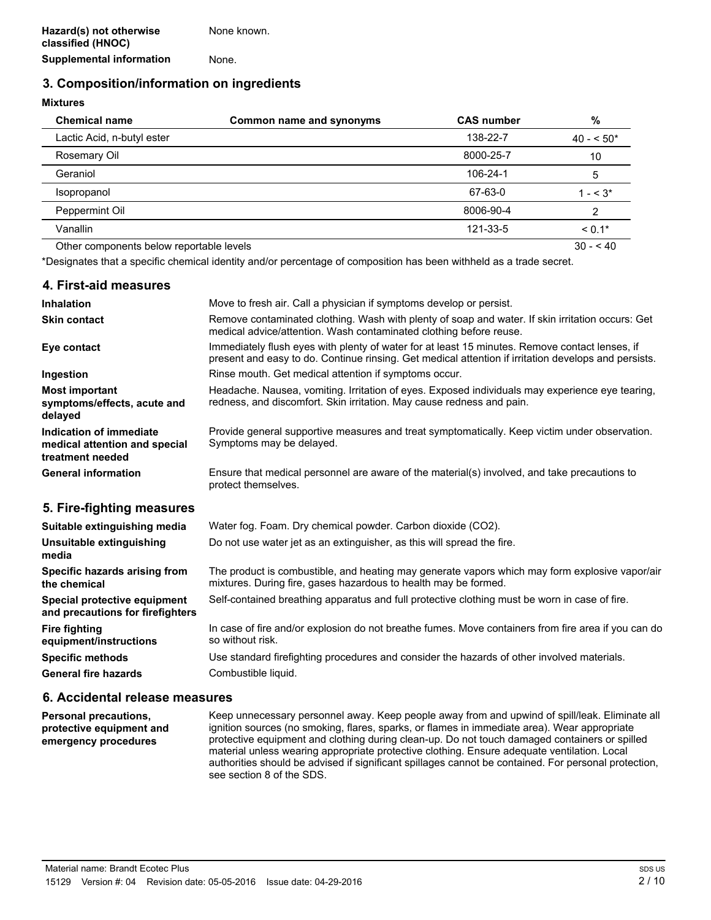| | |
|---|---|
| **Hazard(s) not otherwise classified (HNOC)** | None known. |
| **Supplemental information** | None. |

## 3. Composition/information on ingredients

**Mixtures**

| Chemical name | Common name and synonyms | CAS number | % |
|---|---|---|---|
| Lactic Acid, n-butyl ester | | 138-22-7 | 40 - < 50* |
| Rosemary Oil | | 8000-25-7 | 10 |
| Geraniol | | 106-24-1 | 5 |
| Isopropanol | | 67-63-0 | 1 - < 3* |
| Peppermint Oil | | 8006-90-4 | 2 |
| Vanallin | | 121-33-5 | < 0.1* |
| Other components below reportable levels | | | 30 - < 40 |

*Designates that a specific chemical identity and/or percentage of composition has been withheld as a trade secret.

## 4. First-aid measures

| | |
|---|---|
| **Inhalation** | Move to fresh air. Call a physician if symptoms develop or persist. |
| **Skin contact** | Remove contaminated clothing. Wash with plenty of soap and water. If skin irritation occurs: Get medical advice/attention. Wash contaminated clothing before reuse. |
| **Eye contact** | Immediately flush eyes with plenty of water for at least 15 minutes. Remove contact lenses, if present and easy to do. Continue rinsing. Get medical attention if irritation develops and persists. |
| **Ingestion** | Rinse mouth. Get medical attention if symptoms occur. |
| **Most important symptoms/effects, acute and delayed** | Headache. Nausea, vomiting. Irritation of eyes. Exposed individuals may experience eye tearing, redness, and discomfort. Skin irritation. May cause redness and pain. |
| **Indication of immediate medical attention and special treatment needed** | Provide general supportive measures and treat symptomatically. Keep victim under observation. Symptoms may be delayed. |
| **General information** | Ensure that medical personnel are aware of the material(s) involved, and take precautions to protect themselves. |

## 5. Fire-fighting measures

| | |
|---|---|
| **Suitable extinguishing media** | Water fog. Foam. Dry chemical powder. Carbon dioxide ($CO_2$). |
| **Unsuitable extinguishing media** | Do not use water jet as an extinguisher, as this will spread the fire. |
| **Specific hazards arising from the chemical** | The product is combustible, and heating may generate vapors which may form explosive vapor/air mixtures. During fire, gases hazardous to health may be formed. |
| **Special protective equipment and precautions for firefighters** | Self-contained breathing apparatus and full protective clothing must be worn in case of fire. |
| **Fire fighting equipment/instructions** | In case of fire and/or explosion do not breathe fumes. Move containers from fire area if you can do so without risk. |
| **Specific methods** | Use standard firefighting procedures and consider the hazards of other involved materials. |
| **General fire hazards** | Combustible liquid. |

## 6. Accidental release measures

| | |
|---|---|
| **Personal precautions, protective equipment and emergency procedures** | Keep unnecessary personnel away. Keep people away from and upwind of spill/leak. Eliminate all ignition sources (no smoking, flares, sparks, or flames in immediate area). Wear appropriate protective equipment and clothing during clean-up. Do not touch damaged containers or spilled material unless wearing appropriate protective clothing. Ensure adequate ventilation. Local authorities should be advised if significant spillages cannot be contained. For personal protection, see section 8 of the SDS. |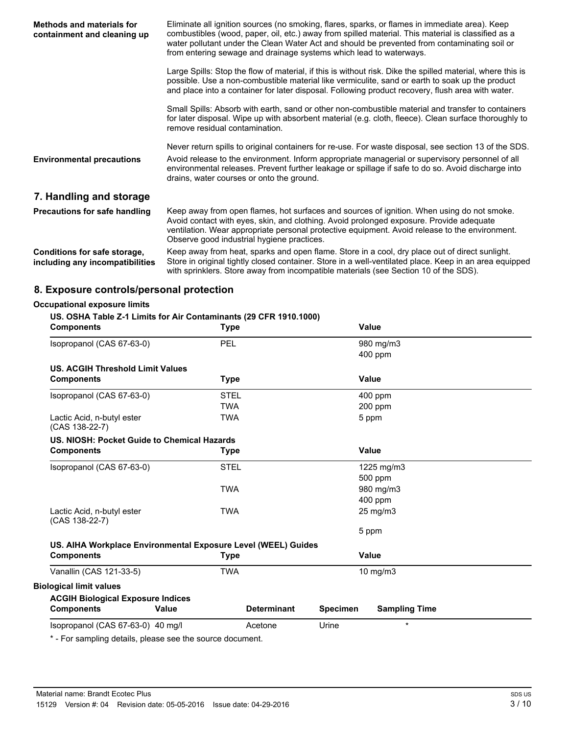**Methods and materials for containment and cleaning up**

Eliminate all ignition sources (no smoking, flares, sparks, or flames in immediate area). Keep combustibles (wood, paper, oil, etc.) away from spilled material. This material is classified as a water pollutant under the Clean Water Act and should be prevented from contaminating soil or from entering sewage and drainage systems which lead to waterways.

Large Spills: Stop the flow of material, if this is without risk. Dike the spilled material, where this is possible. Use a non-combustible material like vermiculite, sand or earth to soak up the product and place into a container for later disposal. Following product recovery, flush area with water.

Small Spills: Absorb with earth, sand or other non-combustible material and transfer to containers for later disposal. Wipe up with absorbent material (e.g. cloth, fleece). Clean surface thoroughly to remove residual contamination.

Never return spills to original containers for re-use. For waste disposal, see section 13 of the SDS.

**Environmental precautions**

Avoid release to the environment. Inform appropriate managerial or supervisory personnel of all environmental releases. Prevent further leakage or spillage if safe to do so. Avoid discharge into drains, water courses or onto the ground.

## 7. Handling and storage

**Precautions for safe handling**

Keep away from open flames, hot surfaces and sources of ignition. When using do not smoke. Avoid contact with eyes, skin, and clothing. Avoid prolonged exposure. Provide adequate ventilation. Wear appropriate personal protective equipment. Avoid release to the environment. Observe good industrial hygiene practices.

**Conditions for safe storage, including any incompatibilities**

Keep away from heat, sparks and open flame. Store in a cool, dry place out of direct sunlight. Store in original tightly closed container. Store in a well-ventilated place. Keep in an area equipped with sprinklers. Store away from incompatible materials (see Section 10 of the SDS).

## 8. Exposure controls/personal protection

### Occupational exposure limits

**US. OSHA Table Z-1 Limits for Air Contaminants (29 CFR 1910.1000)**

| Components | Type | Value |
|---|---|---|
| Isopropanol (CAS 67-63-0) | PEL | 980 mg/m3 |
| | | 400 ppm |

**US. ACGIH Threshold Limit Values**

| Components | Type | Value |
|---|---|---|
| Isopropanol (CAS 67-63-0) | STEL | 400 ppm |
| | TWA | 200 ppm |
| Lactic Acid, n-butyl ester (CAS 138-22-7) | TWA | 5 ppm |

**US. NIOSH: Pocket Guide to Chemical Hazards**

| Components | Type | Value |
|---|---|---|
| Isopropanol (CAS 67-63-0) | STEL | 1225 mg/m3 |
| | | 500 ppm |
| | TWA | 980 mg/m3 |
| | | 400 ppm |
| Lactic Acid, n-butyl ester (CAS 138-22-7) | TWA | 25 mg/m3 |
| | | 5 ppm |

**US. AIHA Workplace Environmental Exposure Level (WEEL) Guides**

| Components | Type | Value |
|---|---|---|
| Vanallin (CAS 121-33-5) | TWA | 10 mg/m3 |

### Biological limit values

**ACGIH Biological Exposure Indices**

| Components | Value | Determinant | Specimen | Sampling Time |
|---|---|---|---|---|
| Isopropanol (CAS 67-63-0) | 40 mg/l | Acetone | Urine | * |

\* - For sampling details, please see the source document.

Material name: Brandt Ecotec Plus

15129 Version #: 04 Revision date: 05-05-2016 Issue date: 04-29-2016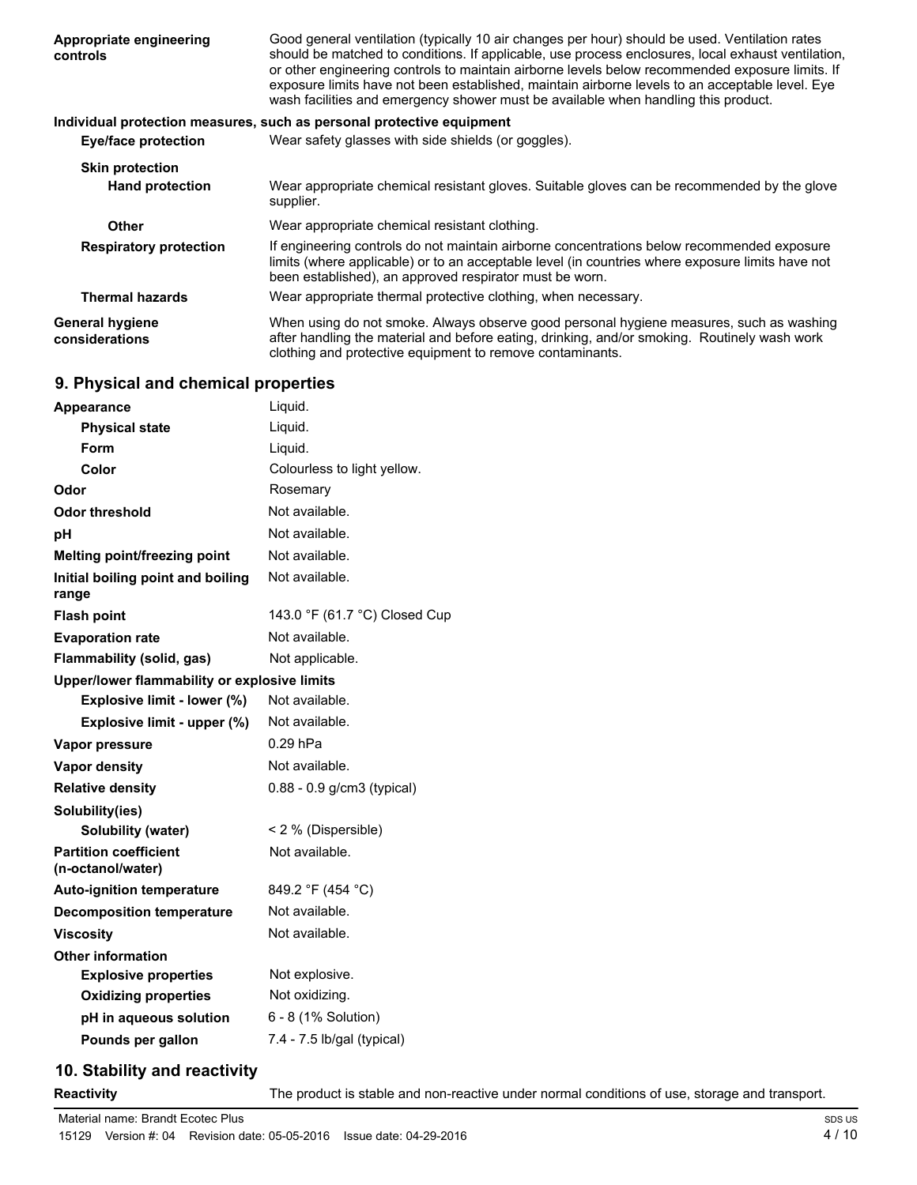| | |
|---|---|
| **Appropriate engineering controls** | Good general ventilation (typically 10 air changes per hour) should be used. Ventilation rates should be matched to conditions. If applicable, use process enclosures, local exhaust ventilation, or other engineering controls to maintain airborne levels below recommended exposure limits. If exposure limits have not been established, maintain airborne levels to an acceptable level. Eye wash facilities and emergency shower must be available when handling this product. |

**Individual protection measures, such as personal protective equipment**

| | |
|---|---|
| **Eye/face protection** | Wear safety glasses with side shields (or goggles). |
| **Skin protection** | |
| **Hand protection** | Wear appropriate chemical resistant gloves. Suitable gloves can be recommended by the glove supplier. |
| **Other** | Wear appropriate chemical resistant clothing. |
| **Respiratory protection** | If engineering controls do not maintain airborne concentrations below recommended exposure limits (where applicable) or to an acceptable level (in countries where exposure limits have not been established), an approved respirator must be worn. |
| **Thermal hazards** | Wear appropriate thermal protective clothing, when necessary. |
| **General hygiene considerations** | When using do not smoke. Always observe good personal hygiene measures, such as washing after handling the material and before eating, drinking, and/or smoking. Routinely wash work clothing and protective equipment to remove contaminants. |

## 9. Physical and chemical properties

| | |
|---|---|
| **Appearance** | Liquid. |
| **Physical state** | Liquid. |
| **Form** | Liquid. |
| **Color** | Colourless to light yellow. |
| **Odor** | Rosemary |
| **Odor threshold** | Not available. |
| **pH** | Not available. |
| **Melting point/freezing point** | Not available. |
| **Initial boiling point and boiling range** | Not available. |
| **Flash point** | 143.0 °F (61.7 °C) Closed Cup |
| **Evaporation rate** | Not available. |
| **Flammability (solid, gas)** | Not applicable. |
| **Upper/lower flammability or explosive limits** | |
| **Explosive limit - lower (%)** | Not available. |
| **Explosive limit - upper (%)** | Not available. |
| **Vapor pressure** | 0.29 hPa |
| **Vapor density** | Not available. |
| **Relative density** | 0.88 - 0.9 g/cm3 (typical) |
| **Solubility(ies)** | |
| **Solubility (water)** | < 2 % (Dispersible) |
| **Partition coefficient (n-octanol/water)** | Not available. |
| **Auto-ignition temperature** | 849.2 °F (454 °C) |
| **Decomposition temperature** | Not available. |
| **Viscosity** | Not available. |
| **Other information** | |
| **Explosive properties** | Not explosive. |
| **Oxidizing properties** | Not oxidizing. |
| **pH in aqueous solution** | 6 - 8 (1% Solution) |
| **Pounds per gallon** | 7.4 - 7.5 lb/gal (typical) |

## 10. Stability and reactivity

| | |
|---|---|
| **Reactivity** | The product is stable and non-reactive under normal conditions of use, storage and transport. |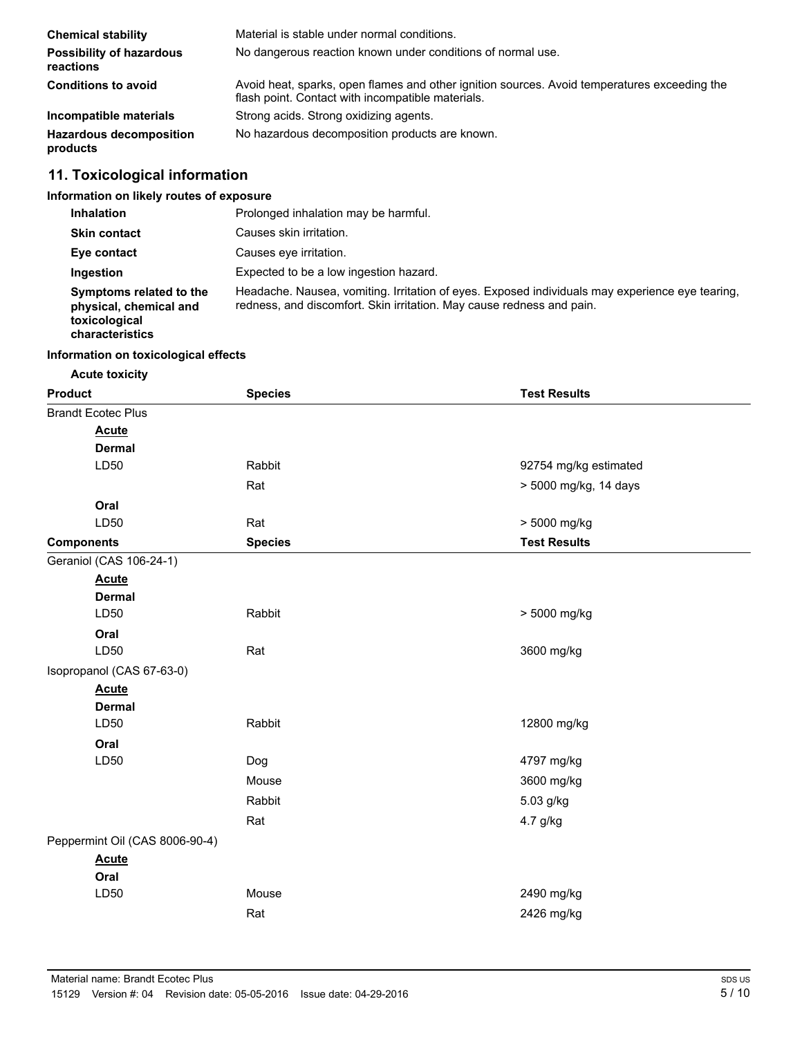| | |
|---|---|
| **Chemical stability** | Material is stable under normal conditions. |
| **Possibility of hazardous reactions** | No dangerous reaction known under conditions of normal use. |
| **Conditions to avoid** | Avoid heat, sparks, open flames and other ignition sources. Avoid temperatures exceeding the flash point. Contact with incompatible materials. |
| **Incompatible materials** | Strong acids. Strong oxidizing agents. |
| **Hazardous decomposition products** | No hazardous decomposition products are known. |

## 11. Toxicological information

### Information on likely routes of exposure

| | |
|---|---|
| **Inhalation** | Prolonged inhalation may be harmful. |
| **Skin contact** | Causes skin irritation. |
| **Eye contact** | Causes eye irritation. |
| **Ingestion** | Expected to be a low ingestion hazard. |
| **Symptoms related to the physical, chemical and toxicological characteristics** | Headache. Nausea, vomiting. Irritation of eyes. Exposed individuals may experience eye tearing, redness, and discomfort. Skin irritation. May cause redness and pain. |

### Information on toxicological effects

**Acute toxicity**

| Product | Species | Test Results |
|---|---|---|
| Brandt Ecotec Plus | | |
| **Acute** | | |
| **Dermal** | | |
| LD50 | Rabbit | 92754 mg/kg estimated |
| | Rat | > 5000 mg/kg, 14 days |
| **Oral** | | |
| LD50 | Rat | > 5000 mg/kg |
| **Components** | **Species** | **Test Results** |
| Geraniol (CAS 106-24-1) | | |
| **Acute** | | |
| **Dermal** | | |
| LD50 | Rabbit | > 5000 mg/kg |
| **Oral** | | |
| LD50 | Rat | 3600 mg/kg |
| Isopropanol (CAS 67-63-0) | | |
| **Acute** | | |
| **Dermal** | | |
| LD50 | Rabbit | 12800 mg/kg |
| **Oral** | | |
| LD50 | Dog | 4797 mg/kg |
| | Mouse | 3600 mg/kg |
| | Rabbit | 5.03 g/kg |
| | Rat | 4.7 g/kg |
| Peppermint Oil (CAS 8006-90-4) | | |
| **Acute** | | |
| **Oral** | | |
| LD50 | Mouse | 2490 mg/kg |
| | Rat | 2426 mg/kg |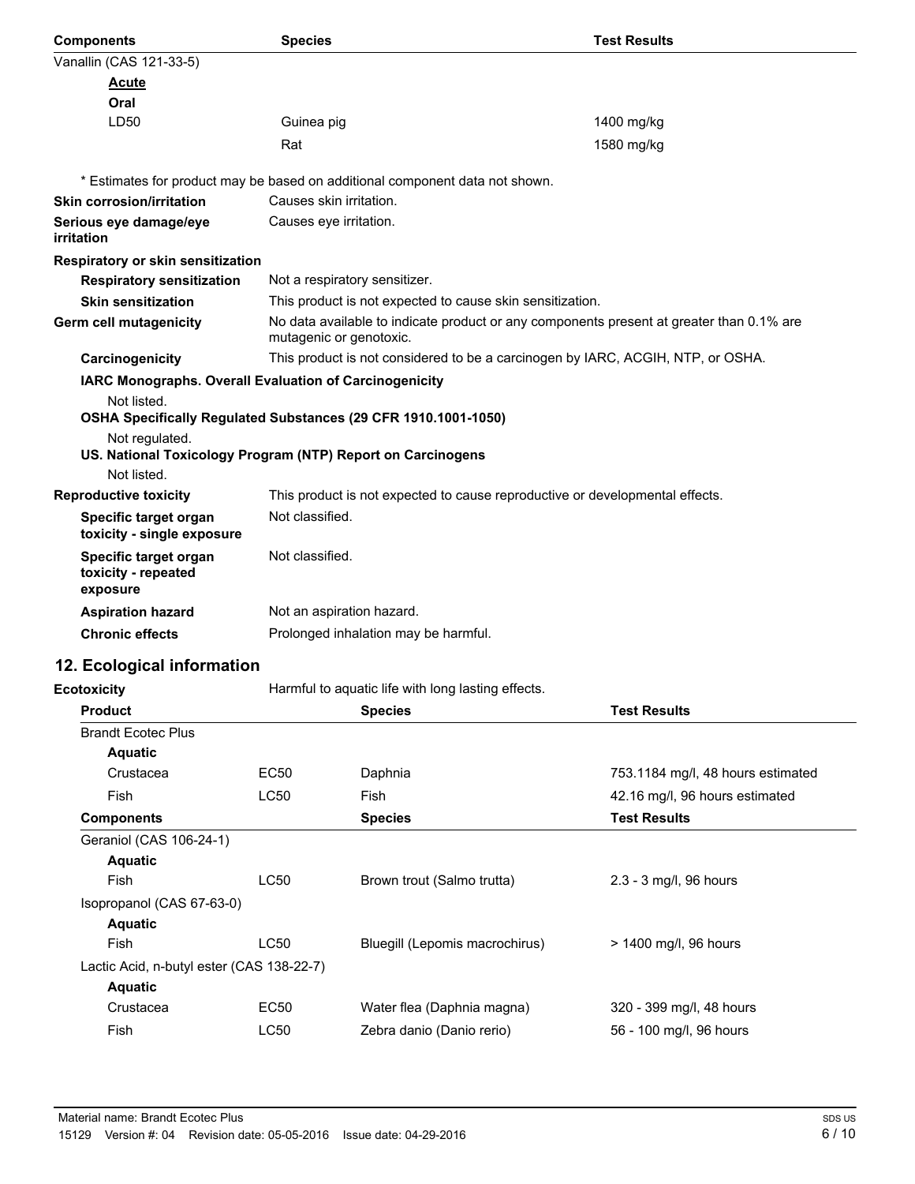| Components | Species | Test Results |
| --- | --- | --- |
| Vanallin (CAS 121-33-5) | | |
| **Acute** | | |
| **Oral** | | |
| LD50 | Guinea pig | 1400 mg/kg |
| | Rat | 1580 mg/kg |

\* Estimates for product may be based on additional component data not shown.

**Skin corrosion/irritation** Causes skin irritation.

**Serious eye damage/eye irritation** Causes eye irritation.

**Respiratory or skin sensitization**

**Respiratory sensitization** Not a respiratory sensitizer.

**Skin sensitization** This product is not expected to cause skin sensitization.

**Germ cell mutagenicity** No data available to indicate product or any components present at greater than 0.1% are mutagenic or genotoxic.

**Carcinogenicity** This product is not considered to be a carcinogen by IARC, ACGIH, NTP, or OSHA.

**IARC Monographs. Overall Evaluation of Carcinogenicity**

Not listed.

**OSHA Specifically Regulated Substances (29 CFR 1910.1001-1050)**

Not regulated.

**US. National Toxicology Program (NTP) Report on Carcinogens**

Not listed.

**Reproductive toxicity** This product is not expected to cause reproductive or developmental effects.

**Specific target organ toxicity - single exposure** Not classified.

**Specific target organ toxicity - repeated exposure** Not classified.

**Aspiration hazard** Not an aspiration hazard.

**Chronic effects** Prolonged inhalation may be harmful.

## 12. Ecological information

**Ecotoxicity** Harmful to aquatic life with long lasting effects.

| Product | | Species | Test Results |
| --- | --- | --- | --- |
| Brandt Ecotec Plus | | | |
| **Aquatic** | | | |
| Crustacea | EC50 | Daphnia | 753.1184 mg/l, 48 hours estimated |
| Fish | LC50 | Fish | 42.16 mg/l, 96 hours estimated |
| **Components** | | **Species** | **Test Results** |
| Geraniol (CAS 106-24-1) | | | |
| **Aquatic** | | | |
| Fish | LC50 | Brown trout (Salmo trutta) | 2.3 - 3 mg/l, 96 hours |
| Isopropanol (CAS 67-63-0) | | | |
| **Aquatic** | | | |
| Fish | LC50 | Bluegill (Lepomis macrochirus) | > 1400 mg/l, 96 hours |
| Lactic Acid, n-butyl ester (CAS 138-22-7) | | | |
| **Aquatic** | | | |
| Crustacea | EC50 | Water flea (Daphnia magna) | 320 - 399 mg/l, 48 hours |
| Fish | LC50 | Zebra danio (Danio rerio) | 56 - 100 mg/l, 96 hours |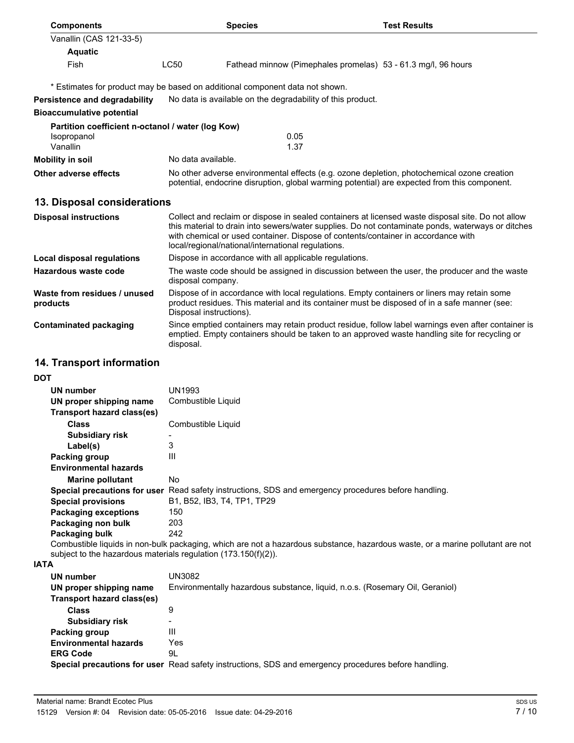| Components | | Species | Test Results |
| --- | --- | --- | --- |
| Vanallin (CAS 121-33-5) | | | |
| **Aquatic** | | | |
| Fish | LC50 | Fathead minnow (Pimephales promelas) | 53 - 61.3 mg/l, 96 hours |

\* Estimates for product may be based on additional component data not shown.

**Persistence and degradability** No data is available on the degradability of this product.

**Bioaccumulative potential**

**Partition coefficient n-octanol / water (log Kow)**

| | |
| --- | --- |
| Isopropanol | 0.05 |
| Vanallin | 1.37 |

**Mobility in soil** No data available.

**Other adverse effects** No other adverse environmental effects (e.g. ozone depletion, photochemical ozone creation potential, endocrine disruption, global warming potential) are expected from this component.

## 13. Disposal considerations

**Disposal instructions** Collect and reclaim or dispose in sealed containers at licensed waste disposal site. Do not allow this material to drain into sewers/water supplies. Do not contaminate ponds, waterways or ditches with chemical or used container. Dispose of contents/container in accordance with local/regional/national/international regulations.

**Local disposal regulations** Dispose in accordance with all applicable regulations.

**Hazardous waste code** The waste code should be assigned in discussion between the user, the producer and the waste disposal company.

**Waste from residues / unused products** Dispose of in accordance with local regulations. Empty containers or liners may retain some product residues. This material and its container must be disposed of in a safe manner (see: Disposal instructions).

**Contaminated packaging** Since emptied containers may retain product residue, follow label warnings even after container is emptied. Empty containers should be taken to an approved waste handling site for recycling or disposal.

## 14. Transport information

**DOT**

**UN number** UN1993

**UN proper shipping name** Combustible Liquid

**Transport hazard class(es)**

**Class** Combustible Liquid

**Subsidiary risk** -

**Label(s)** 3

**Packing group** III

**Environmental hazards**

**Marine pollutant** No

**Special precautions for user** Read safety instructions, SDS and emergency procedures before handling.

**Special provisions** B1, B52, IB3, T4, TP1, TP29

**Packaging exceptions** 150

**Packaging non bulk** 203

**Packaging bulk** 242

Combustible liquids in non-bulk packaging, which are not a hazardous substance, hazardous waste, or a marine pollutant are not subject to the hazardous materials regulation (173.150(f)(2)).

**IATA**

**UN number** UN3082

**UN proper shipping name** Environmentally hazardous substance, liquid, n.o.s. (Rosemary Oil, Geraniol)

**Transport hazard class(es)**

**Class** 9

**Subsidiary risk** -

**Packing group** III

**Environmental hazards** Yes

**ERG Code** 9L

**Special precautions for user** Read safety instructions, SDS and emergency procedures before handling.

Material name: Brandt Ecotec Plus

15129 Version #: 04 Revision date: 05-05-2016 Issue date: 04-29-2016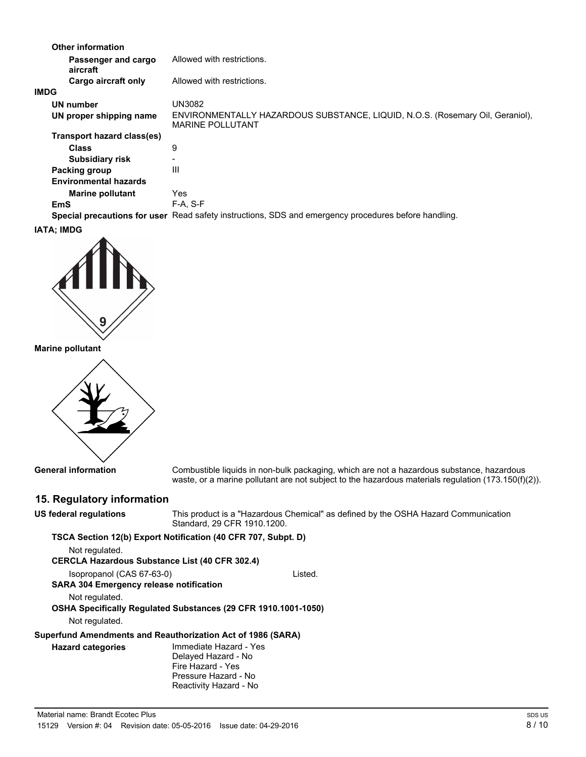**Other information**

| | |
|---|---|
| **Passenger and cargo aircraft** | Allowed with restrictions. |
| **Cargo aircraft only** | Allowed with restrictions. |

**IMDG**

| | |
|---|---|
| **UN number** | UN3082 |
| **UN proper shipping name** | ENVIRONMENTALLY HAZARDOUS SUBSTANCE, LIQUID, N.O.S. (Rosemary Oil, Geraniol), MARINE POLLUTANT |
| **Transport hazard class(es)** | |
| **Class** | 9 |
| **Subsidiary risk** | - |
| **Packing group** | III |
| **Environmental hazards** | |
| **Marine pollutant** | Yes |
| **EmS** | F-A, S-F |
| **Special precautions for user** | Read safety instructions, SDS and emergency procedures before handling. |

**IATA; IMDG**

**Marine pollutant**

**General information** Combustible liquids in non-bulk packaging, which are not a hazardous substance, hazardous waste, or a marine pollutant are not subject to the hazardous materials regulation (173.150(f)(2)).

## 15. Regulatory information

**US federal regulations** This product is a "Hazardous Chemical" as defined by the OSHA Hazard Communication Standard, 29 CFR 1910.1200.

**TSCA Section 12(b) Export Notification (40 CFR 707, Subpt. D)**

Not regulated.

**CERCLA Hazardous Substance List (40 CFR 302.4)**

Isopropanol (CAS 67-63-0) Listed.

**SARA 304 Emergency release notification**

Not regulated.

**OSHA Specifically Regulated Substances (29 CFR 1910.1001-1050)**

Not regulated.

**Superfund Amendments and Reauthorization Act of 1986 (SARA)**

**Hazard categories**
Immediate Hazard - Yes
Delayed Hazard - No
Fire Hazard - Yes
Pressure Hazard - No
Reactivity Hazard - No

Material name: Brandt Ecotec Plus
15129 Version #: 04 Revision date: 05-05-2016 Issue date: 04-29-2016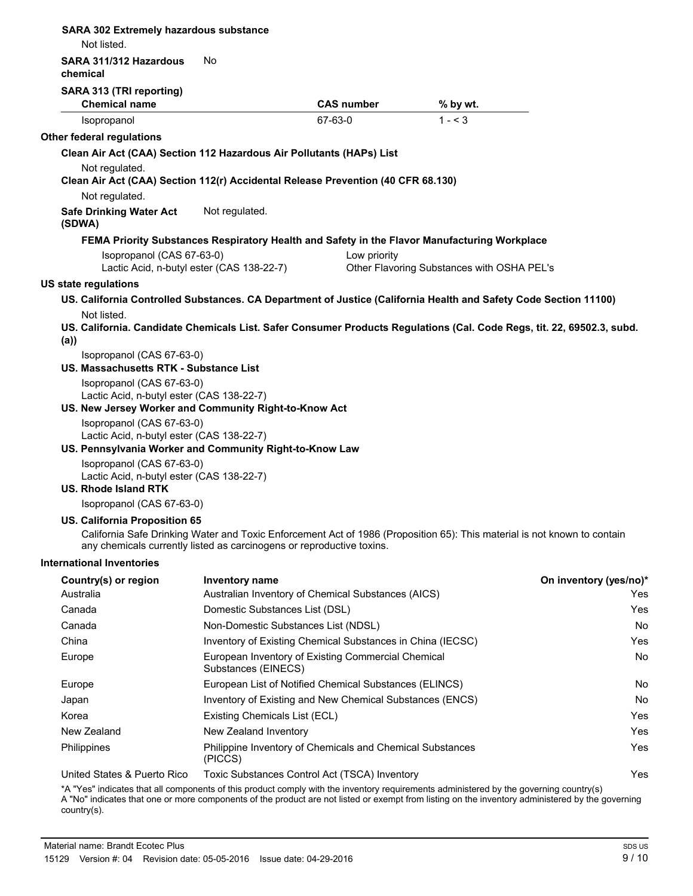**SARA 302 Extremely hazardous substance**

Not listed.

**SARA 311/312 Hazardous chemical** No

**SARA 313 (TRI reporting)**

| Chemical name | CAS number | % by wt. |
| --- | --- | --- |
| Isopropanol | 67-63-0 | 1 - < 3 |

**Other federal regulations**

**Clean Air Act (CAA) Section 112 Hazardous Air Pollutants (HAPs) List**

Not regulated.

**Clean Air Act (CAA) Section 112(r) Accidental Release Prevention (40 CFR 68.130)**

Not regulated.

**Safe Drinking Water Act (SDWA)** Not regulated.

**FEMA Priority Substances Respiratory Health and Safety in the Flavor Manufacturing Workplace**

| | |
| --- | --- |
| Isopropanol (CAS 67-63-0) | Low priority |
| Lactic Acid, n-butyl ester (CAS 138-22-7) | Other Flavoring Substances with OSHA PEL's |

**US state regulations**

**US. California Controlled Substances. CA Department of Justice (California Health and Safety Code Section 11100)**

Not listed.

**US. California. Candidate Chemicals List. Safer Consumer Products Regulations (Cal. Code Regs, tit. 22, 69502.3, subd. (a))**

Isopropanol (CAS 67-63-0)

**US. Massachusetts RTK - Substance List**

Isopropanol (CAS 67-63-0)
Lactic Acid, n-butyl ester (CAS 138-22-7)

**US. New Jersey Worker and Community Right-to-Know Act**

Isopropanol (CAS 67-63-0)
Lactic Acid, n-butyl ester (CAS 138-22-7)

**US. Pennsylvania Worker and Community Right-to-Know Law**

Isopropanol (CAS 67-63-0)
Lactic Acid, n-butyl ester (CAS 138-22-7)

**US. Rhode Island RTK**

Isopropanol (CAS 67-63-0)

**US. California Proposition 65**

California Safe Drinking Water and Toxic Enforcement Act of 1986 (Proposition 65): This material is not known to contain any chemicals currently listed as carcinogens or reproductive toxins.

**International Inventories**

| Country(s) or region | Inventory name | On inventory (yes/no)* |
| --- | --- | --- |
| Australia | Australian Inventory of Chemical Substances (AICS) | Yes |
| Canada | Domestic Substances List (DSL) | Yes |
| Canada | Non-Domestic Substances List (NDSL) | No |
| China | Inventory of Existing Chemical Substances in China (IECSC) | Yes |
| Europe | European Inventory of Existing Commercial Chemical Substances (EINECS) | No |
| Europe | European List of Notified Chemical Substances (ELINCS) | No |
| Japan | Inventory of Existing and New Chemical Substances (ENCS) | No |
| Korea | Existing Chemicals List (ECL) | Yes |
| New Zealand | New Zealand Inventory | Yes |
| Philippines | Philippine Inventory of Chemicals and Chemical Substances (PICCS) | Yes |
| United States & Puerto Rico | Toxic Substances Control Act (TSCA) Inventory | Yes |

*A "Yes" indicates that all components of this product comply with the inventory requirements administered by the governing country(s)
A "No" indicates that one or more components of the product are not listed or exempt from listing on the inventory administered by the governing country(s).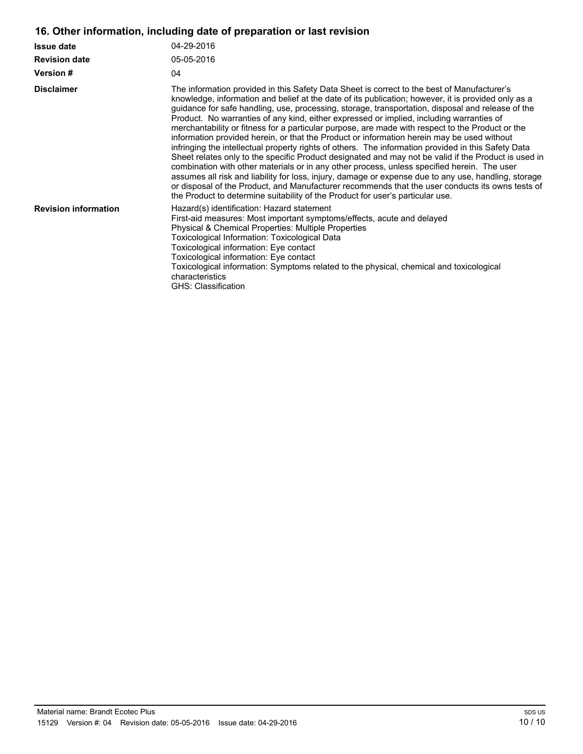## 16. Other information, including date of preparation or last revision

| | |
|---|---|
| **Issue date** | 04-29-2016 |
| **Revision date** | 05-05-2016 |
| **Version #** | 04 |
| **Disclaimer** | The information provided in this Safety Data Sheet is correct to the best of Manufacturer's knowledge, information and belief at the date of its publication; however, it is provided only as a guidance for safe handling, use, processing, storage, transportation, disposal and release of the Product. No warranties of any kind, either expressed or implied, including warranties of merchantability or fitness for a particular purpose, are made with respect to the Product or the information provided herein, or that the Product or information herein may be used without infringing the intellectual property rights of others. The information provided in this Safety Data Sheet relates only to the specific Product designated and may not be valid if the Product is used in combination with other materials or in any other process, unless specified herein. The user assumes all risk and liability for loss, injury, damage or expense due to any use, handling, storage or disposal of the Product, and Manufacturer recommends that the user conducts its owns tests of the Product to determine suitability of the Product for user's particular use. |
| **Revision information** | Hazard(s) identification: Hazard statement<br>First-aid measures: Most important symptoms/effects, acute and delayed<br>Physical & Chemical Properties: Multiple Properties<br>Toxicological Information: Toxicological Data<br>Toxicological information: Eye contact<br>Toxicological information: Eye contact<br>Toxicological information: Symptoms related to the physical, chemical and toxicological characteristics<br>GHS: Classification |